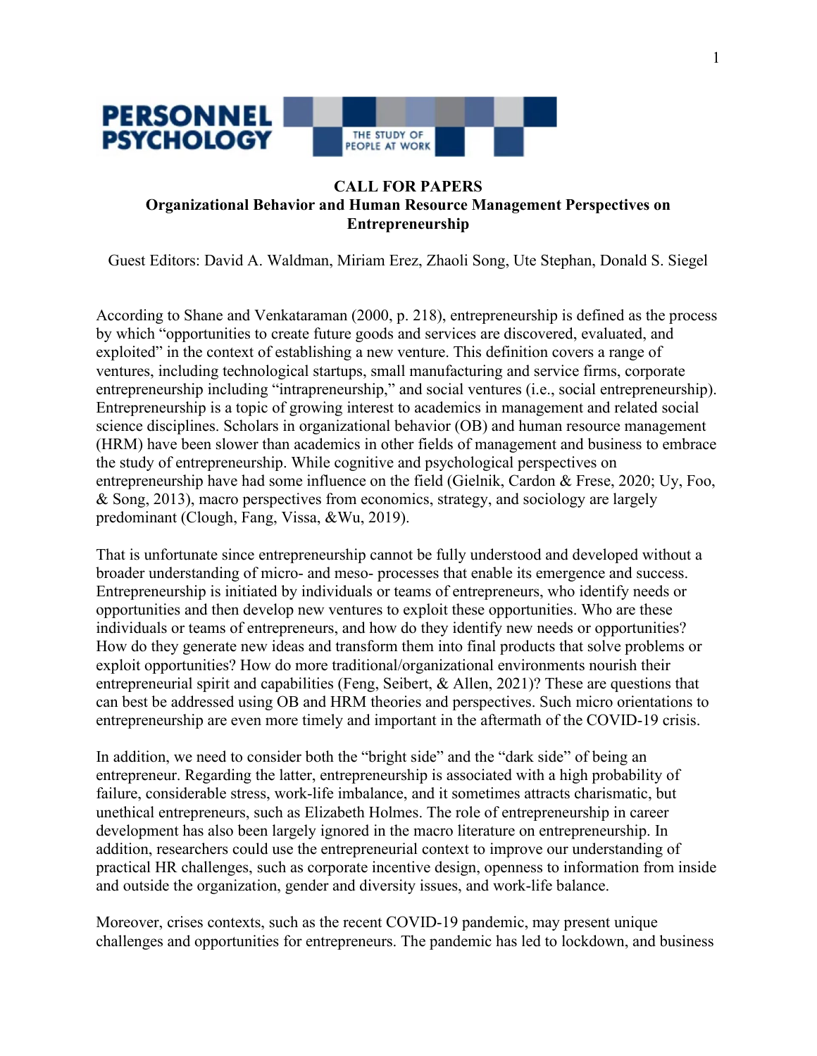PERSONNEL PSYCHOLOGY — THE STUDY OF PEOPLE AT WORK

# CALL FOR PAPERS

## Organizational Behavior and Human Resource Management Perspectives on Entrepreneurship

Guest Editors: David A. Waldman, Miriam Erez, Zhaoli Song, Ute Stephan, Donald S. Siegel

According to Shane and Venkataraman (2000, p. 218), entrepreneurship is defined as the process by which "opportunities to create future goods and services are discovered, evaluated, and exploited" in the context of establishing a new venture. This definition covers a range of ventures, including technological startups, small manufacturing and service firms, corporate entrepreneurship including "intrapreneurship," and social ventures (i.e., social entrepreneurship). Entrepreneurship is a topic of growing interest to academics in management and related social science disciplines. Scholars in organizational behavior (OB) and human resource management (HRM) have been slower than academics in other fields of management and business to embrace the study of entrepreneurship. While cognitive and psychological perspectives on entrepreneurship have had some influence on the field (Gielnik, Cardon & Frese, 2020; Uy, Foo, & Song, 2013), macro perspectives from economics, strategy, and sociology are largely predominant (Clough, Fang, Vissa, &Wu, 2019).

That is unfortunate since entrepreneurship cannot be fully understood and developed without a broader understanding of micro- and meso- processes that enable its emergence and success. Entrepreneurship is initiated by individuals or teams of entrepreneurs, who identify needs or opportunities and then develop new ventures to exploit these opportunities. Who are these individuals or teams of entrepreneurs, and how do they identify new needs or opportunities? How do they generate new ideas and transform them into final products that solve problems or exploit opportunities? How do more traditional/organizational environments nourish their entrepreneurial spirit and capabilities (Feng, Seibert, & Allen, 2021)? These are questions that can best be addressed using OB and HRM theories and perspectives. Such micro orientations to entrepreneurship are even more timely and important in the aftermath of the COVID-19 crisis.

In addition, we need to consider both the "bright side" and the "dark side" of being an entrepreneur. Regarding the latter, entrepreneurship is associated with a high probability of failure, considerable stress, work-life imbalance, and it sometimes attracts charismatic, but unethical entrepreneurs, such as Elizabeth Holmes. The role of entrepreneurship in career development has also been largely ignored in the macro literature on entrepreneurship. In addition, researchers could use the entrepreneurial context to improve our understanding of practical HR challenges, such as corporate incentive design, openness to information from inside and outside the organization, gender and diversity issues, and work-life balance.

Moreover, crises contexts, such as the recent COVID-19 pandemic, may present unique challenges and opportunities for entrepreneurs. The pandemic has led to lockdown, and business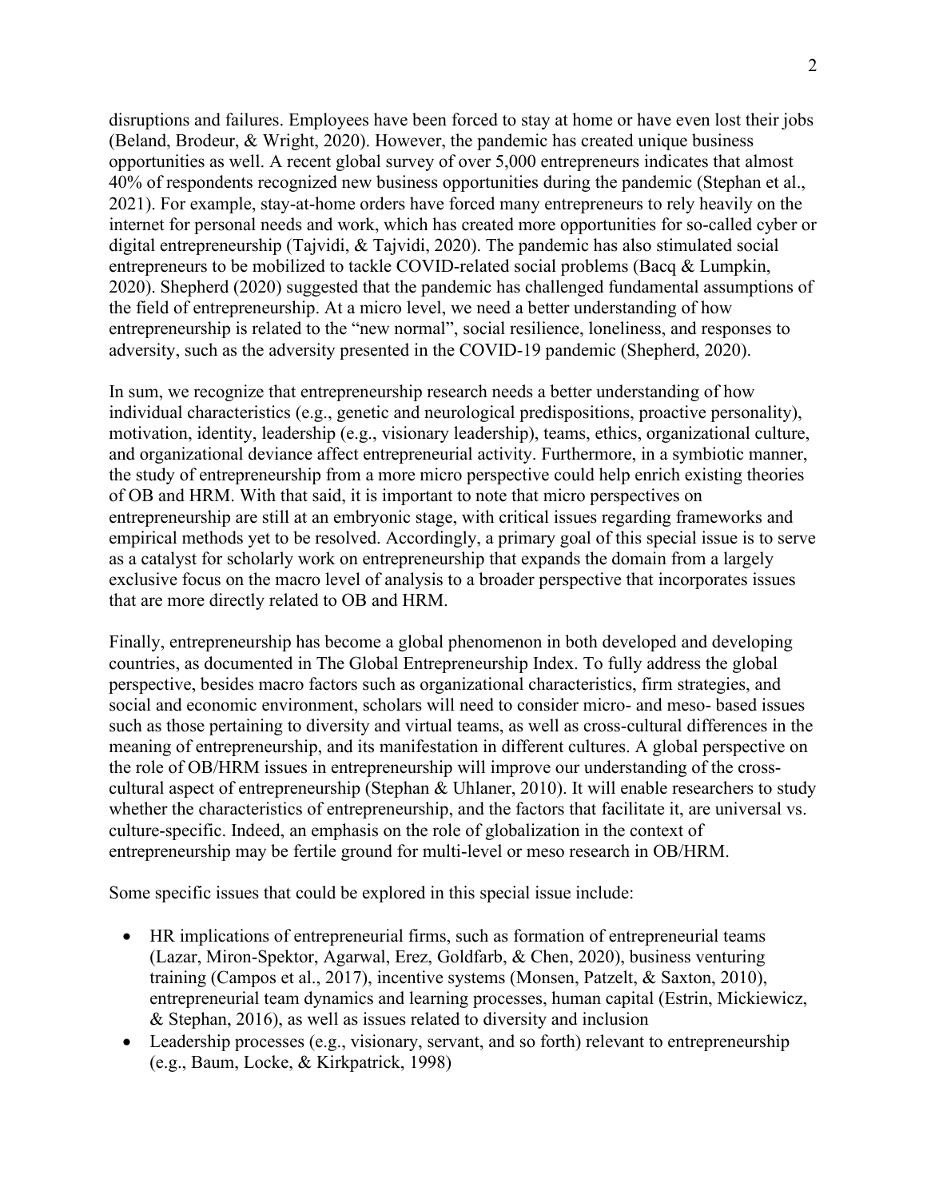disruptions and failures. Employees have been forced to stay at home or have even lost their jobs (Beland, Brodeur, & Wright, 2020). However, the pandemic has created unique business opportunities as well. A recent global survey of over 5,000 entrepreneurs indicates that almost 40% of respondents recognized new business opportunities during the pandemic (Stephan et al., 2021). For example, stay-at-home orders have forced many entrepreneurs to rely heavily on the internet for personal needs and work, which has created more opportunities for so-called cyber or digital entrepreneurship (Tajvidi, & Tajvidi, 2020). The pandemic has also stimulated social entrepreneurs to be mobilized to tackle COVID-related social problems (Bacq & Lumpkin, 2020). Shepherd (2020) suggested that the pandemic has challenged fundamental assumptions of the field of entrepreneurship. At a micro level, we need a better understanding of how entrepreneurship is related to the "new normal", social resilience, loneliness, and responses to adversity, such as the adversity presented in the COVID-19 pandemic (Shepherd, 2020).

In sum, we recognize that entrepreneurship research needs a better understanding of how individual characteristics (e.g., genetic and neurological predispositions, proactive personality), motivation, identity, leadership (e.g., visionary leadership), teams, ethics, organizational culture, and organizational deviance affect entrepreneurial activity. Furthermore, in a symbiotic manner, the study of entrepreneurship from a more micro perspective could help enrich existing theories of OB and HRM. With that said, it is important to note that micro perspectives on entrepreneurship are still at an embryonic stage, with critical issues regarding frameworks and empirical methods yet to be resolved. Accordingly, a primary goal of this special issue is to serve as a catalyst for scholarly work on entrepreneurship that expands the domain from a largely exclusive focus on the macro level of analysis to a broader perspective that incorporates issues that are more directly related to OB and HRM.

Finally, entrepreneurship has become a global phenomenon in both developed and developing countries, as documented in The Global Entrepreneurship Index. To fully address the global perspective, besides macro factors such as organizational characteristics, firm strategies, and social and economic environment, scholars will need to consider micro- and meso- based issues such as those pertaining to diversity and virtual teams, as well as cross-cultural differences in the meaning of entrepreneurship, and its manifestation in different cultures. A global perspective on the role of OB/HRM issues in entrepreneurship will improve our understanding of the cross-cultural aspect of entrepreneurship (Stephan & Uhlaner, 2010). It will enable researchers to study whether the characteristics of entrepreneurship, and the factors that facilitate it, are universal vs. culture-specific. Indeed, an emphasis on the role of globalization in the context of entrepreneurship may be fertile ground for multi-level or meso research in OB/HRM.

Some specific issues that could be explored in this special issue include:

- HR implications of entrepreneurial firms, such as formation of entrepreneurial teams (Lazar, Miron-Spektor, Agarwal, Erez, Goldfarb, & Chen, 2020), business venturing training (Campos et al., 2017), incentive systems (Monsen, Patzelt, & Saxton, 2010), entrepreneurial team dynamics and learning processes, human capital (Estrin, Mickiewicz, & Stephan, 2016), as well as issues related to diversity and inclusion
- Leadership processes (e.g., visionary, servant, and so forth) relevant to entrepreneurship (e.g., Baum, Locke, & Kirkpatrick, 1998)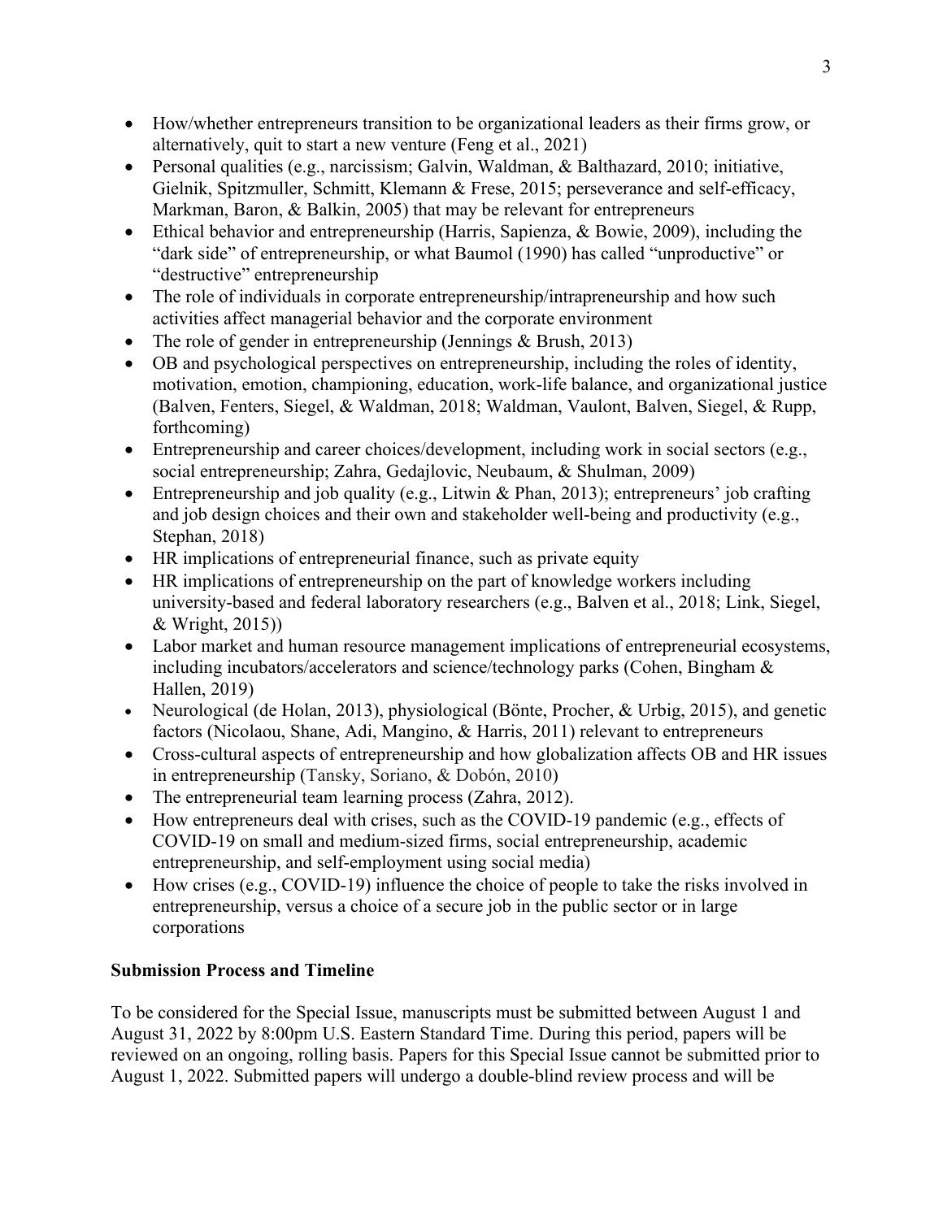- How/whether entrepreneurs transition to be organizational leaders as their firms grow, or alternatively, quit to start a new venture (Feng et al., 2021)
- Personal qualities (e.g., narcissism; Galvin, Waldman, & Balthazard, 2010; initiative, Gielnik, Spitzmuller, Schmitt, Klemann & Frese, 2015; perseverance and self-efficacy, Markman, Baron, & Balkin, 2005) that may be relevant for entrepreneurs
- Ethical behavior and entrepreneurship (Harris, Sapienza, & Bowie, 2009), including the "dark side" of entrepreneurship, or what Baumol (1990) has called "unproductive" or "destructive" entrepreneurship
- The role of individuals in corporate entrepreneurship/intrapreneurship and how such activities affect managerial behavior and the corporate environment
- The role of gender in entrepreneurship (Jennings & Brush, 2013)
- OB and psychological perspectives on entrepreneurship, including the roles of identity, motivation, emotion, championing, education, work-life balance, and organizational justice (Balven, Fenters, Siegel, & Waldman, 2018; Waldman, Vaulont, Balven, Siegel, & Rupp, forthcoming)
- Entrepreneurship and career choices/development, including work in social sectors (e.g., social entrepreneurship; Zahra, Gedajlovic, Neubaum, & Shulman, 2009)
- Entrepreneurship and job quality (e.g., Litwin & Phan, 2013); entrepreneurs' job crafting and job design choices and their own and stakeholder well-being and productivity (e.g., Stephan, 2018)
- HR implications of entrepreneurial finance, such as private equity
- HR implications of entrepreneurship on the part of knowledge workers including university-based and federal laboratory researchers (e.g., Balven et al., 2018; Link, Siegel, & Wright, 2015))
- Labor market and human resource management implications of entrepreneurial ecosystems, including incubators/accelerators and science/technology parks (Cohen, Bingham & Hallen, 2019)
- Neurological (de Holan, 2013), physiological (Bönte, Procher, & Urbig, 2015), and genetic factors (Nicolaou, Shane, Adi, Mangino, & Harris, 2011) relevant to entrepreneurs
- Cross-cultural aspects of entrepreneurship and how globalization affects OB and HR issues in entrepreneurship (Tansky, Soriano, & Dobón, 2010)
- The entrepreneurial team learning process (Zahra, 2012).
- How entrepreneurs deal with crises, such as the COVID-19 pandemic (e.g., effects of COVID-19 on small and medium-sized firms, social entrepreneurship, academic entrepreneurship, and self-employment using social media)
- How crises (e.g., COVID-19) influence the choice of people to take the risks involved in entrepreneurship, versus a choice of a secure job in the public sector or in large corporations

**Submission Process and Timeline**

To be considered for the Special Issue, manuscripts must be submitted between August 1 and August 31, 2022 by 8:00pm U.S. Eastern Standard Time. During this period, papers will be reviewed on an ongoing, rolling basis. Papers for this Special Issue cannot be submitted prior to August 1, 2022. Submitted papers will undergo a double-blind review process and will be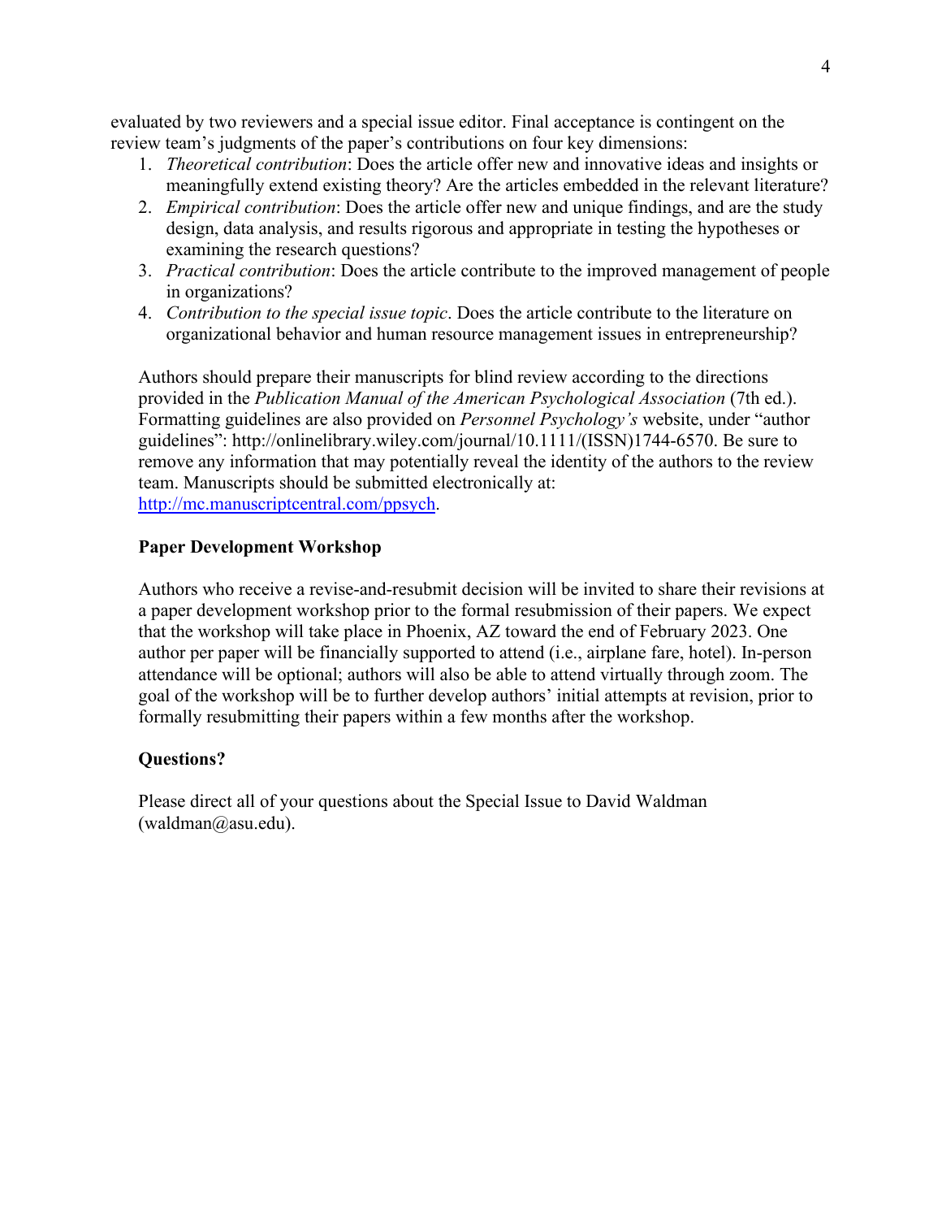evaluated by two reviewers and a special issue editor. Final acceptance is contingent on the review team's judgments of the paper's contributions on four key dimensions:

1. *Theoretical contribution*: Does the article offer new and innovative ideas and insights or meaningfully extend existing theory? Are the articles embedded in the relevant literature?
2. *Empirical contribution*: Does the article offer new and unique findings, and are the study design, data analysis, and results rigorous and appropriate in testing the hypotheses or examining the research questions?
3. *Practical contribution*: Does the article contribute to the improved management of people in organizations?
4. *Contribution to the special issue topic*. Does the article contribute to the literature on organizational behavior and human resource management issues in entrepreneurship?

Authors should prepare their manuscripts for blind review according to the directions provided in the *Publication Manual of the American Psychological Association* (7th ed.). Formatting guidelines are also provided on *Personnel Psychology's* website, under "author guidelines": http://onlinelibrary.wiley.com/journal/10.1111/(ISSN)1744-6570. Be sure to remove any information that may potentially reveal the identity of the authors to the review team. Manuscripts should be submitted electronically at: http://mc.manuscriptcentral.com/ppsych.

**Paper Development Workshop**

Authors who receive a revise-and-resubmit decision will be invited to share their revisions at a paper development workshop prior to the formal resubmission of their papers. We expect that the workshop will take place in Phoenix, AZ toward the end of February 2023. One author per paper will be financially supported to attend (i.e., airplane fare, hotel). In-person attendance will be optional; authors will also be able to attend virtually through zoom. The goal of the workshop will be to further develop authors' initial attempts at revision, prior to formally resubmitting their papers within a few months after the workshop.

**Questions?**

Please direct all of your questions about the Special Issue to David Waldman (waldman@asu.edu).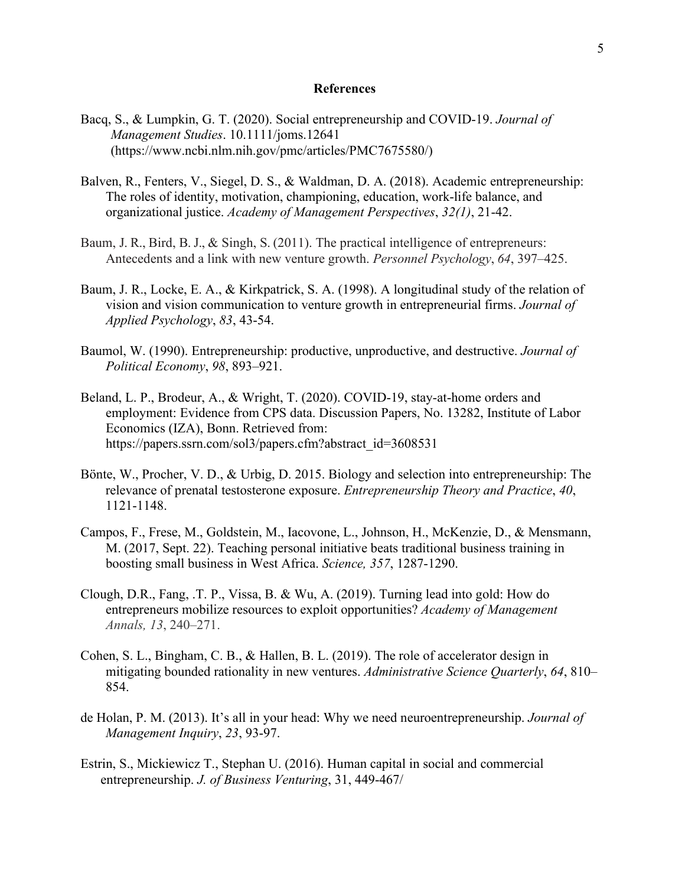**References**

Bacq, S., & Lumpkin, G. T. (2020). Social entrepreneurship and COVID-19. *Journal of Management Studies*. 10.1111/joms.12641 (https://www.ncbi.nlm.nih.gov/pmc/articles/PMC7675580/)

Balven, R., Fenters, V., Siegel, D. S., & Waldman, D. A. (2018). Academic entrepreneurship: The roles of identity, motivation, championing, education, work-life balance, and organizational justice. *Academy of Management Perspectives*, *32(1)*, 21-42.

Baum, J. R., Bird, B. J., & Singh, S. (2011). The practical intelligence of entrepreneurs: Antecedents and a link with new venture growth. *Personnel Psychology*, *64*, 397–425.

Baum, J. R., Locke, E. A., & Kirkpatrick, S. A. (1998). A longitudinal study of the relation of vision and vision communication to venture growth in entrepreneurial firms. *Journal of Applied Psychology*, *83*, 43-54.

Baumol, W. (1990). Entrepreneurship: productive, unproductive, and destructive. *Journal of Political Economy*, *98*, 893–921.

Beland, L. P., Brodeur, A., & Wright, T. (2020). COVID-19, stay-at-home orders and employment: Evidence from CPS data. Discussion Papers, No. 13282, Institute of Labor Economics (IZA), Bonn. Retrieved from: https://papers.ssrn.com/sol3/papers.cfm?abstract_id=3608531

Bönte, W., Procher, V. D., & Urbig, D. 2015. Biology and selection into entrepreneurship: The relevance of prenatal testosterone exposure. *Entrepreneurship Theory and Practice*, *40*, 1121-1148.

Campos, F., Frese, M., Goldstein, M., Iacovone, L., Johnson, H., McKenzie, D., & Mensmann, M. (2017, Sept. 22). Teaching personal initiative beats traditional business training in boosting small business in West Africa. *Science, 357*, 1287-1290.

Clough, D.R., Fang, .T. P., Vissa, B. & Wu, A. (2019). Turning lead into gold: How do entrepreneurs mobilize resources to exploit opportunities? *Academy of Management Annals, 13*, 240–271.

Cohen, S. L., Bingham, C. B., & Hallen, B. L. (2019). The role of accelerator design in mitigating bounded rationality in new ventures. *Administrative Science Quarterly*, *64*, 810–854.

de Holan, P. M. (2013). It's all in your head: Why we need neuroentrepreneurship. *Journal of Management Inquiry*, *23*, 93-97.

Estrin, S., Mickiewicz T., Stephan U. (2016). Human capital in social and commercial entrepreneurship. *J. of Business Venturing*, 31, 449-467/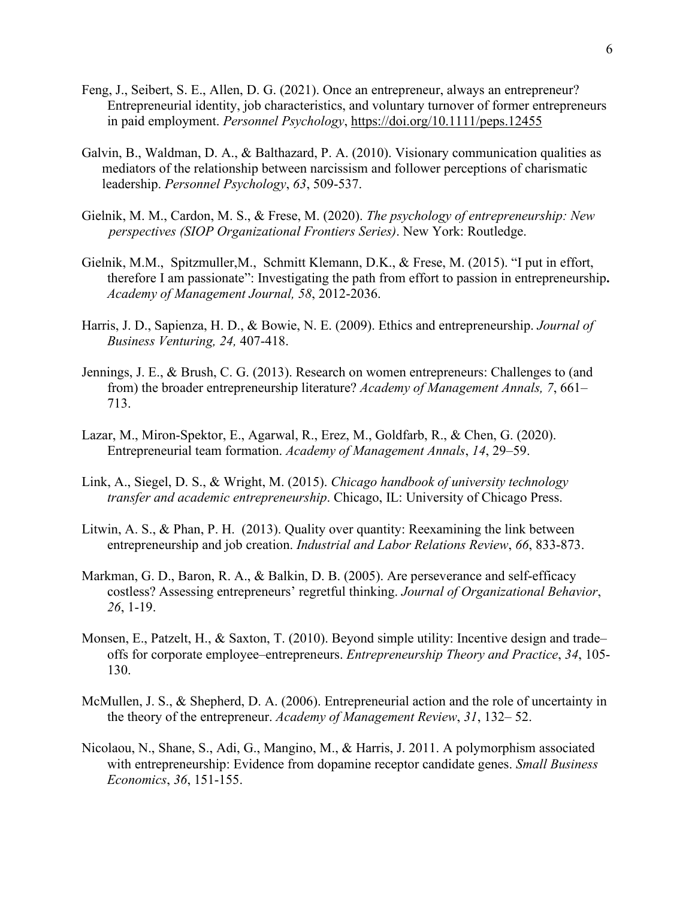Feng, J., Seibert, S. E., Allen, D. G. (2021). Once an entrepreneur, always an entrepreneur? Entrepreneurial identity, job characteristics, and voluntary turnover of former entrepreneurs in paid employment. *Personnel Psychology*, https://doi.org/10.1111/peps.12455

Galvin, B., Waldman, D. A., & Balthazard, P. A. (2010). Visionary communication qualities as mediators of the relationship between narcissism and follower perceptions of charismatic leadership. *Personnel Psychology*, *63*, 509-537.

Gielnik, M. M., Cardon, M. S., & Frese, M. (2020). *The psychology of entrepreneurship: New perspectives (SIOP Organizational Frontiers Series)*. New York: Routledge.

Gielnik, M.M., Spitzmuller,M., Schmitt Klemann, D.K., & Frese, M. (2015). "I put in effort, therefore I am passionate": Investigating the path from effort to passion in entrepreneurship**.** *Academy of Management Journal, 58*, 2012-2036.

Harris, J. D., Sapienza, H. D., & Bowie, N. E. (2009). Ethics and entrepreneurship. *Journal of Business Venturing, 24,* 407-418.

Jennings, J. E., & Brush, C. G. (2013). Research on women entrepreneurs: Challenges to (and from) the broader entrepreneurship literature? *Academy of Management Annals, 7*, 661–713.

Lazar, M., Miron-Spektor, E., Agarwal, R., Erez, M., Goldfarb, R., & Chen, G. (2020). Entrepreneurial team formation. *Academy of Management Annals*, *14*, 29–59.

Link, A., Siegel, D. S., & Wright, M. (2015). *Chicago handbook of university technology transfer and academic entrepreneurship*. Chicago, IL: University of Chicago Press.

Litwin, A. S., & Phan, P. H. (2013). Quality over quantity: Reexamining the link between entrepreneurship and job creation. *Industrial and Labor Relations Review*, *66*, 833-873.

Markman, G. D., Baron, R. A., & Balkin, D. B. (2005). Are perseverance and self-efficacy costless? Assessing entrepreneurs' regretful thinking. *Journal of Organizational Behavior*, *26*, 1-19.

Monsen, E., Patzelt, H., & Saxton, T. (2010). Beyond simple utility: Incentive design and trade–offs for corporate employee–entrepreneurs. *Entrepreneurship Theory and Practice*, *34*, 105-130.

McMullen, J. S., & Shepherd, D. A. (2006). Entrepreneurial action and the role of uncertainty in the theory of the entrepreneur. *Academy of Management Review*, *31*, 132– 52.

Nicolaou, N., Shane, S., Adi, G., Mangino, M., & Harris, J. 2011. A polymorphism associated with entrepreneurship: Evidence from dopamine receptor candidate genes. *Small Business Economics*, *36*, 151-155.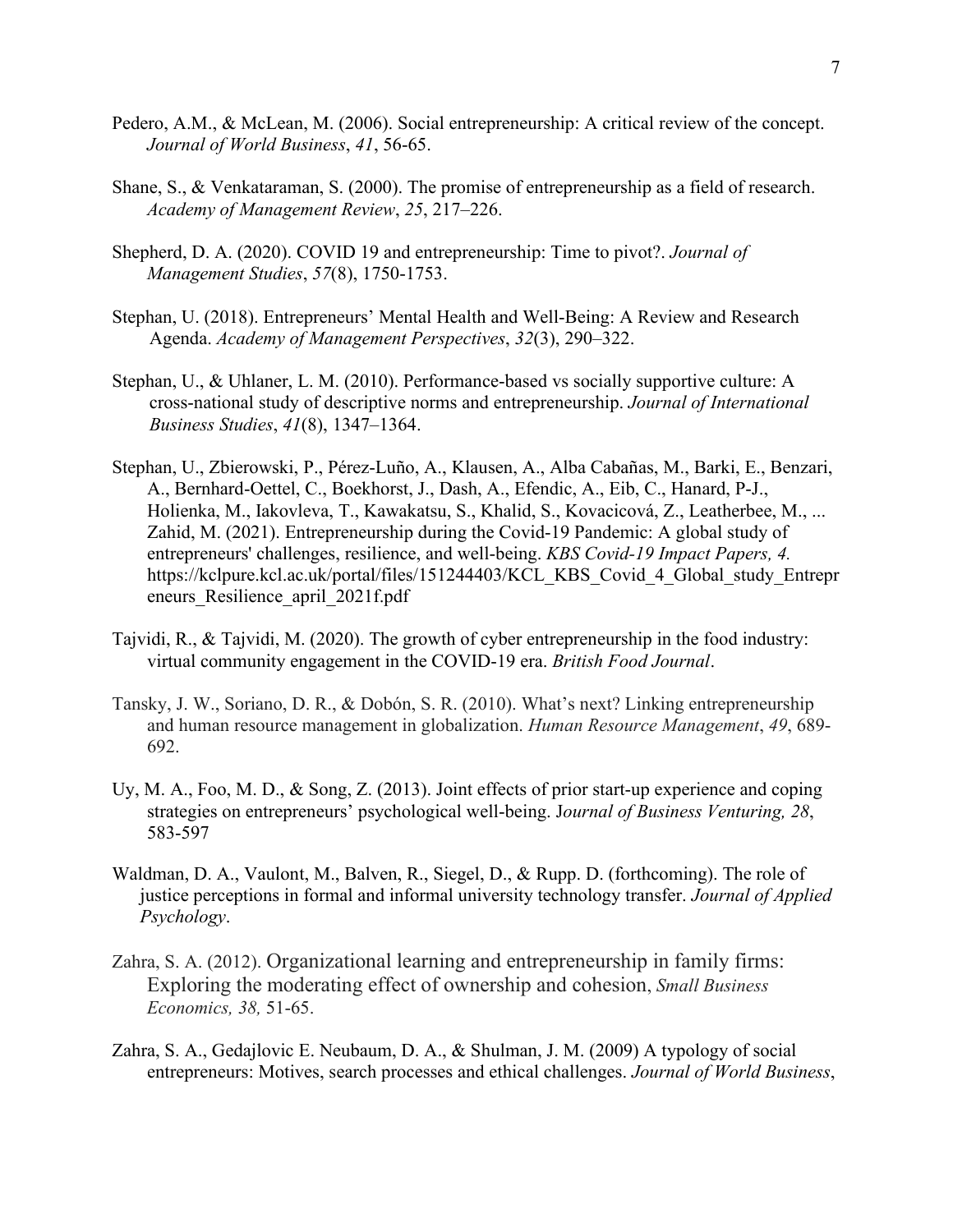Pedero, A.M., & McLean, M. (2006). Social entrepreneurship: A critical review of the concept. *Journal of World Business*, *41*, 56-65.

Shane, S., & Venkataraman, S. (2000). The promise of entrepreneurship as a field of research. *Academy of Management Review*, *25*, 217–226.

Shepherd, D. A. (2020). COVID 19 and entrepreneurship: Time to pivot?. *Journal of Management Studies*, *57*(8), 1750-1753.

Stephan, U. (2018). Entrepreneurs' Mental Health and Well-Being: A Review and Research Agenda. *Academy of Management Perspectives*, *32*(3), 290–322.

Stephan, U., & Uhlaner, L. M. (2010). Performance-based vs socially supportive culture: A cross-national study of descriptive norms and entrepreneurship. *Journal of International Business Studies*, *41*(8), 1347–1364.

Stephan, U., Zbierowski, P., Pérez-Luño, A., Klausen, A., Alba Cabañas, M., Barki, E., Benzari, A., Bernhard-Oettel, C., Boekhorst, J., Dash, A., Efendic, A., Eib, C., Hanard, P-J., Holienka, M., Iakovleva, T., Kawakatsu, S., Khalid, S., Kovacicová, Z., Leatherbee, M., ... Zahid, M. (2021). Entrepreneurship during the Covid-19 Pandemic: A global study of entrepreneurs' challenges, resilience, and well-being. *KBS Covid-19 Impact Papers, 4.* https://kclpure.kcl.ac.uk/portal/files/151244403/KCL_KBS_Covid_4_Global_study_Entrepreneurs_Resilience_april_2021f.pdf

Tajvidi, R., & Tajvidi, M. (2020). The growth of cyber entrepreneurship in the food industry: virtual community engagement in the COVID-19 era. *British Food Journal*.

Tansky, J. W., Soriano, D. R., & Dobón, S. R. (2010). What's next? Linking entrepreneurship and human resource management in globalization. *Human Resource Management*, *49*, 689-692.

Uy, M. A., Foo, M. D., & Song, Z. (2013). Joint effects of prior start-up experience and coping strategies on entrepreneurs' psychological well-being. J*ournal of Business Venturing, 28*, 583-597

Waldman, D. A., Vaulont, M., Balven, R., Siegel, D., & Rupp. D. (forthcoming). The role of justice perceptions in formal and informal university technology transfer. *Journal of Applied Psychology*.

Zahra, S. A. (2012). Organizational learning and entrepreneurship in family firms: Exploring the moderating effect of ownership and cohesion, *Small Business Economics, 38,* 51-65.

Zahra, S. A., Gedajlovic E. Neubaum, D. A., & Shulman, J. M. (2009) A typology of social entrepreneurs: Motives, search processes and ethical challenges. *Journal of World Business*,